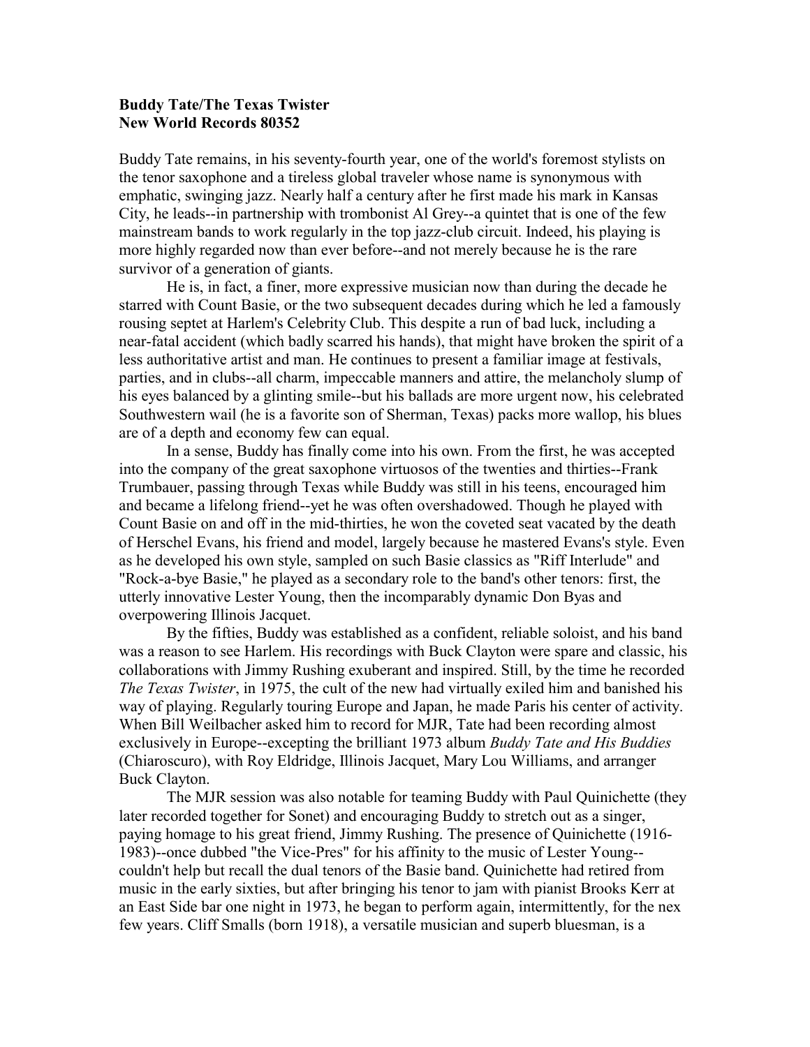**Buddy Tate/The Texas Twister**
**New World Records 80352**

Buddy Tate remains, in his seventy-fourth year, one of the world's foremost stylists on the tenor saxophone and a tireless global traveler whose name is synonymous with emphatic, swinging jazz. Nearly half a century after he first made his mark in Kansas City, he leads--in partnership with trombonist Al Grey--a quintet that is one of the few mainstream bands to work regularly in the top jazz-club circuit. Indeed, his playing is more highly regarded now than ever before--and not merely because he is the rare survivor of a generation of giants.

He is, in fact, a finer, more expressive musician now than during the decade he starred with Count Basie, or the two subsequent decades during which he led a famously rousing septet at Harlem's Celebrity Club. This despite a run of bad luck, including a near-fatal accident (which badly scarred his hands), that might have broken the spirit of a less authoritative artist and man. He continues to present a familiar image at festivals, parties, and in clubs--all charm, impeccable manners and attire, the melancholy slump of his eyes balanced by a glinting smile--but his ballads are more urgent now, his celebrated Southwestern wail (he is a favorite son of Sherman, Texas) packs more wallop, his blues are of a depth and economy few can equal.

In a sense, Buddy has finally come into his own. From the first, he was accepted into the company of the great saxophone virtuosos of the twenties and thirties--Frank Trumbauer, passing through Texas while Buddy was still in his teens, encouraged him and became a lifelong friend--yet he was often overshadowed. Though he played with Count Basie on and off in the mid-thirties, he won the coveted seat vacated by the death of Herschel Evans, his friend and model, largely because he mastered Evans's style. Even as he developed his own style, sampled on such Basie classics as "Riff Interlude" and "Rock-a-bye Basie," he played as a secondary role to the band's other tenors: first, the utterly innovative Lester Young, then the incomparably dynamic Don Byas and overpowering Illinois Jacquet.

By the fifties, Buddy was established as a confident, reliable soloist, and his band was a reason to see Harlem. His recordings with Buck Clayton were spare and classic, his collaborations with Jimmy Rushing exuberant and inspired. Still, by the time he recorded *The Texas Twister*, in 1975, the cult of the new had virtually exiled him and banished his way of playing. Regularly touring Europe and Japan, he made Paris his center of activity. When Bill Weilbacher asked him to record for MJR, Tate had been recording almost exclusively in Europe--excepting the brilliant 1973 album *Buddy Tate and His Buddies* (Chiaroscuro), with Roy Eldridge, Illinois Jacquet, Mary Lou Williams, and arranger Buck Clayton.

The MJR session was also notable for teaming Buddy with Paul Quinichette (they later recorded together for Sonet) and encouraging Buddy to stretch out as a singer, paying homage to his great friend, Jimmy Rushing. The presence of Quinichette (1916-1983)--once dubbed "the Vice-Pres" for his affinity to the music of Lester Young--couldn't help but recall the dual tenors of the Basie band. Quinichette had retired from music in the early sixties, but after bringing his tenor to jam with pianist Brooks Kerr at an East Side bar one night in 1973, he began to perform again, intermittently, for the nex few years. Cliff Smalls (born 1918), a versatile musician and superb bluesman, is a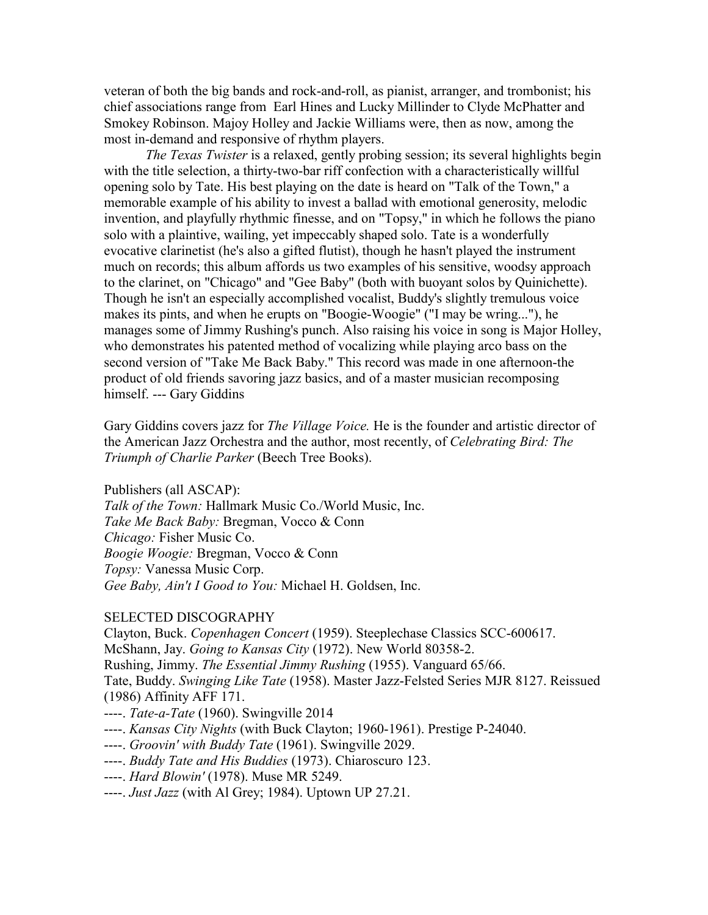veteran of both the big bands and rock-and-roll, as pianist, arranger, and trombonist; his chief associations range from Earl Hines and Lucky Millinder to Clyde McPhatter and Smokey Robinson. Majoy Holley and Jackie Williams were, then as now, among the most in-demand and responsive of rhythm players.

*The Texas Twister* is a relaxed, gently probing session; its several highlights begin with the title selection, a thirty-two-bar riff confection with a characteristically willful opening solo by Tate. His best playing on the date is heard on "Talk of the Town," a memorable example of his ability to invest a ballad with emotional generosity, melodic invention, and playfully rhythmic finesse, and on "Topsy," in which he follows the piano solo with a plaintive, wailing, yet impeccably shaped solo. Tate is a wonderfully evocative clarinetist (he's also a gifted flutist), though he hasn't played the instrument much on records; this album affords us two examples of his sensitive, woodsy approach to the clarinet, on "Chicago" and "Gee Baby" (both with buoyant solos by Quinichette). Though he isn't an especially accomplished vocalist, Buddy's slightly tremulous voice makes its pints, and when he erupts on "Boogie-Woogie" ("I may be wring..."), he manages some of Jimmy Rushing's punch. Also raising his voice in song is Major Holley, who demonstrates his patented method of vocalizing while playing arco bass on the second version of "Take Me Back Baby." This record was made in one afternoon-the product of old friends savoring jazz basics, and of a master musician recomposing himself. --- Gary Giddins

Gary Giddins covers jazz for *The Village Voice.* He is the founder and artistic director of the American Jazz Orchestra and the author, most recently, of *Celebrating Bird: The Triumph of Charlie Parker* (Beech Tree Books).

Publishers (all ASCAP):
*Talk of the Town:* Hallmark Music Co./World Music, Inc.
*Take Me Back Baby:* Bregman, Vocco & Conn
*Chicago:* Fisher Music Co.
*Boogie Woogie:* Bregman, Vocco & Conn
*Topsy:* Vanessa Music Corp.
*Gee Baby, Ain't I Good to You:* Michael H. Goldsen, Inc.

SELECTED DISCOGRAPHY
Clayton, Buck. *Copenhagen Concert* (1959). Steeplechase Classics SCC-600617.
McShann, Jay. *Going to Kansas City* (1972). New World 80358-2.
Rushing, Jimmy. *The Essential Jimmy Rushing* (1955). Vanguard 65/66.
Tate, Buddy. *Swinging Like Tate* (1958). Master Jazz-Felsted Series MJR 8127. Reissued (1986) Affinity AFF 171.
----. *Tate-a-Tate* (1960). Swingville 2014
----. *Kansas City Nights* (with Buck Clayton; 1960-1961). Prestige P-24040.
----. *Groovin' with Buddy Tate* (1961). Swingville 2029.
----. *Buddy Tate and His Buddies* (1973). Chiaroscuro 123.
----. *Hard Blowin'* (1978). Muse MR 5249.
----. *Just Jazz* (with Al Grey; 1984). Uptown UP 27.21.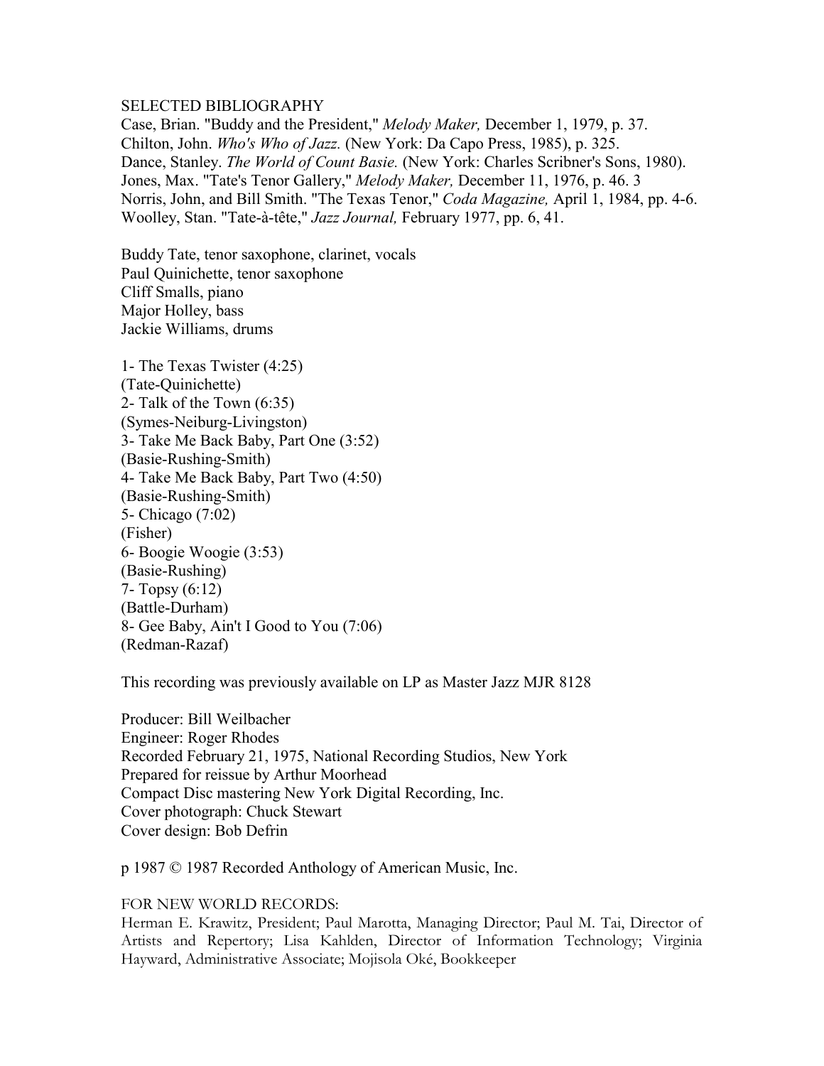SELECTED BIBLIOGRAPHY

Case, Brian. "Buddy and the President," *Melody Maker,* December 1, 1979, p. 37.
Chilton, John. *Who's Who of Jazz.* (New York: Da Capo Press, 1985), p. 325.
Dance, Stanley. *The World of Count Basie.* (New York: Charles Scribner's Sons, 1980).
Jones, Max. "Tate's Tenor Gallery," *Melody Maker,* December 11, 1976, p. 46. 3
Norris, John, and Bill Smith. "The Texas Tenor," *Coda Magazine,* April 1, 1984, pp. 4-6.
Woolley, Stan. "Tate-à-tête," *Jazz Journal,* February 1977, pp. 6, 41.

Buddy Tate, tenor saxophone, clarinet, vocals
Paul Quinichette, tenor saxophone
Cliff Smalls, piano
Major Holley, bass
Jackie Williams, drums

1- The Texas Twister (4:25)
(Tate-Quinichette)
2- Talk of the Town (6:35)
(Symes-Neiburg-Livingston)
3- Take Me Back Baby, Part One (3:52)
(Basie-Rushing-Smith)
4- Take Me Back Baby, Part Two (4:50)
(Basie-Rushing-Smith)
5- Chicago (7:02)
(Fisher)
6- Boogie Woogie (3:53)
(Basie-Rushing)
7- Topsy (6:12)
(Battle-Durham)
8- Gee Baby, Ain't I Good to You (7:06)
(Redman-Razaf)

This recording was previously available on LP as Master Jazz MJR 8128

Producer: Bill Weilbacher
Engineer: Roger Rhodes
Recorded February 21, 1975, National Recording Studios, New York
Prepared for reissue by Arthur Moorhead
Compact Disc mastering New York Digital Recording, Inc.
Cover photograph: Chuck Stewart
Cover design: Bob Defrin

p 1987 © 1987 Recorded Anthology of American Music, Inc.

FOR NEW WORLD RECORDS:
Herman E. Krawitz, President; Paul Marotta, Managing Director; Paul M. Tai, Director of Artists and Repertory; Lisa Kahlden, Director of Information Technology; Virginia Hayward, Administrative Associate; Mojisola Oké, Bookkeeper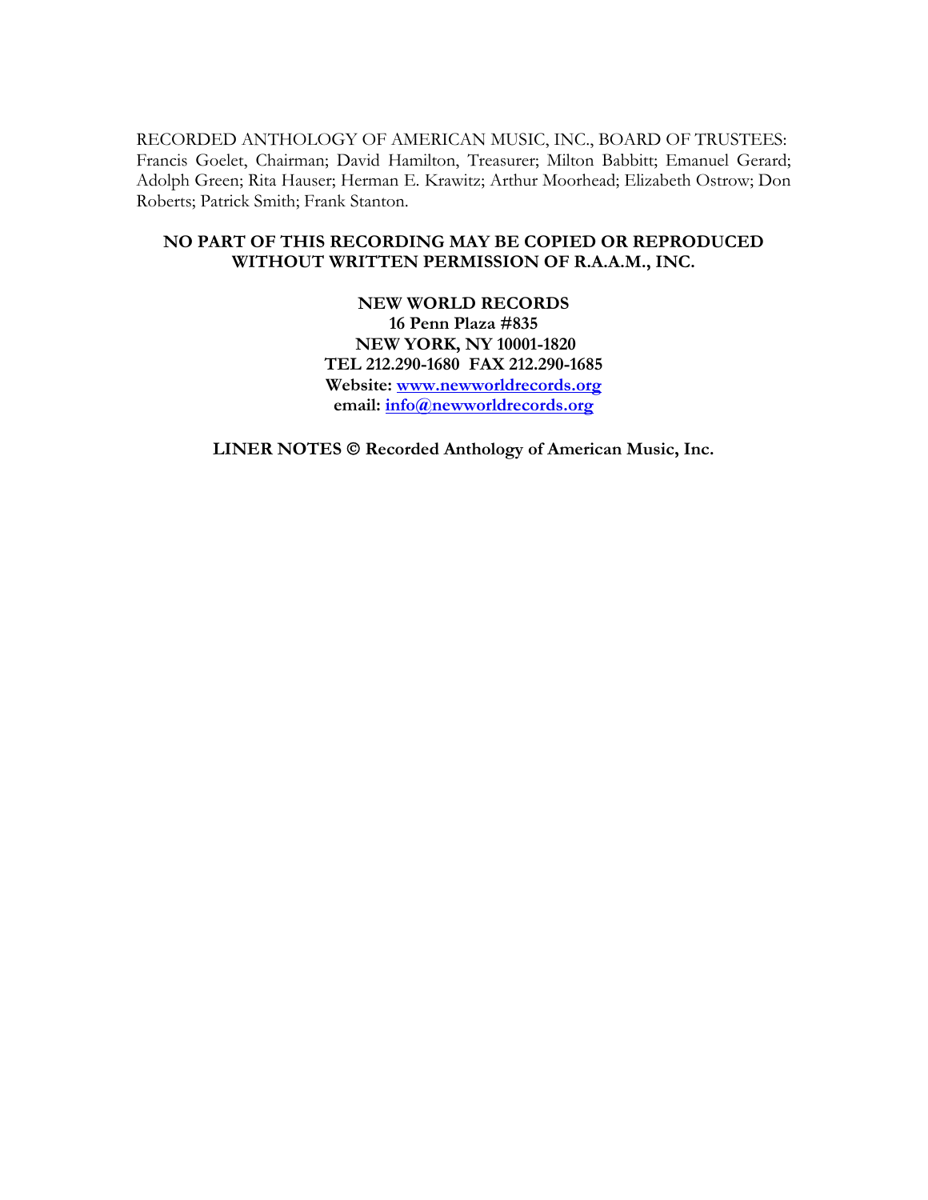RECORDED ANTHOLOGY OF AMERICAN MUSIC, INC., BOARD OF TRUSTEES: Francis Goelet, Chairman; David Hamilton, Treasurer; Milton Babbitt; Emanuel Gerard; Adolph Green; Rita Hauser; Herman E. Krawitz; Arthur Moorhead; Elizabeth Ostrow; Don Roberts; Patrick Smith; Frank Stanton.

**NO PART OF THIS RECORDING MAY BE COPIED OR REPRODUCED WITHOUT WRITTEN PERMISSION OF R.A.A.M., INC.**

**NEW WORLD RECORDS**
**16 Penn Plaza #835**
**NEW YORK, NY 10001-1820**
**TEL 212.290-1680 FAX 212.290-1685**
**Website: [www.newworldrecords.org](http://www.newworldrecords.org)**
**email: [info@newworldrecords.org](mailto:info@newworldrecords.org)**

**LINER NOTES © Recorded Anthology of American Music, Inc.**